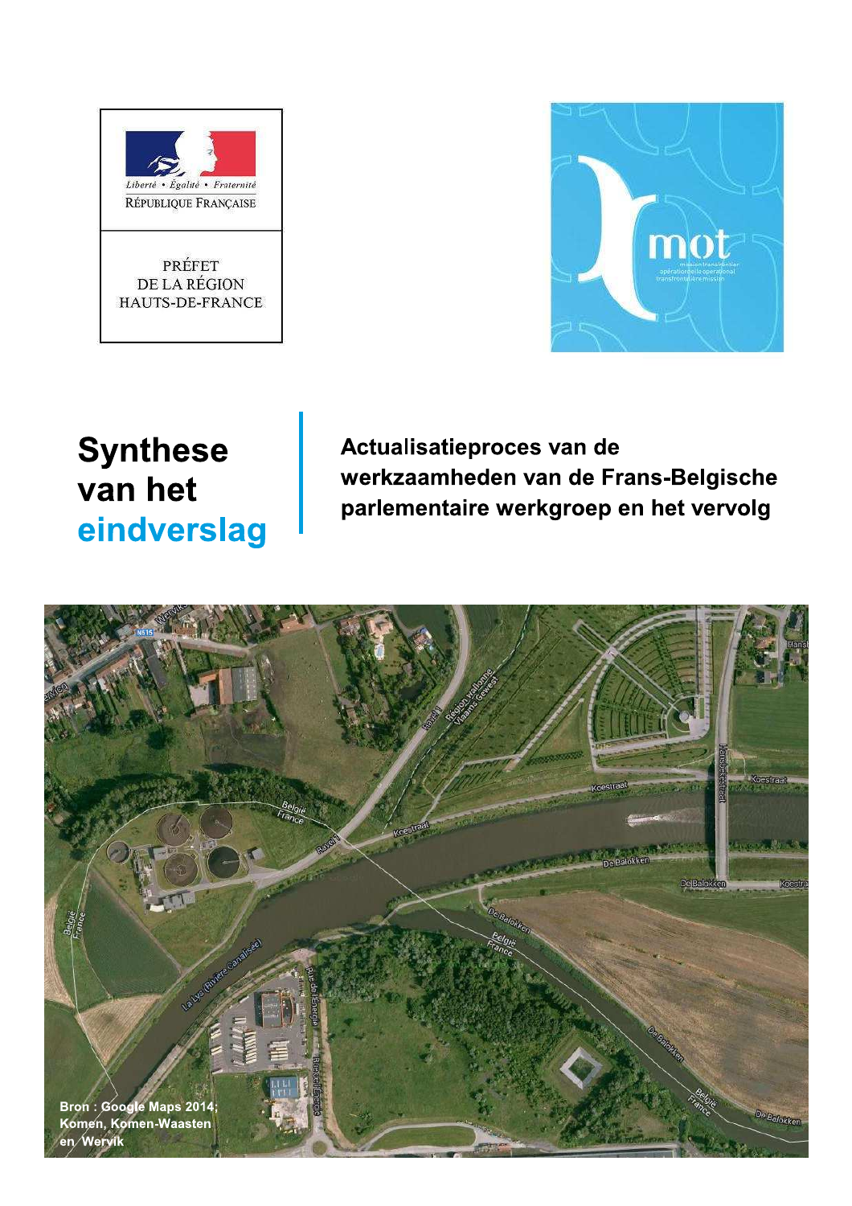Liberté • Égalité • Fraternité

RÉPUBLIQUE FRANÇAISE

PRÉFET
DE LA RÉGION
HAUTS-DE-FRANCE

mot

# Synthese van het eindverslag

## Actualisatieproces van de werkzaamheden van de Frans-Belgische parlementaire werkgroep en het vervolg

Bron : Google Maps 2014; Komen, Komen-Waasten en Wervik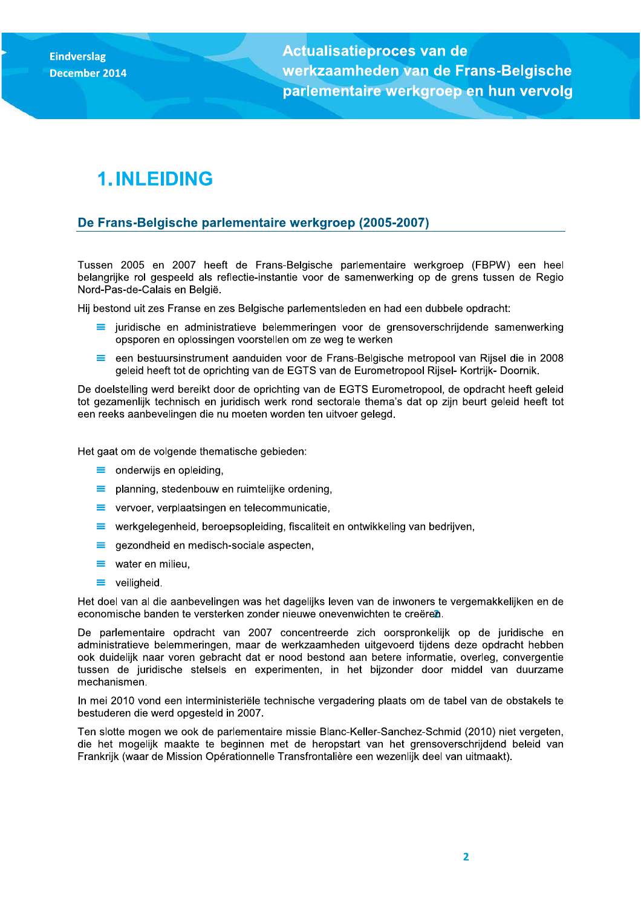# 1. INLEIDING

## De Frans-Belgische parlementaire werkgroep (2005-2007)

Tussen 2005 en 2007 heeft de Frans-Belgische parlementaire werkgroep (FBPW) een heel belangrijke rol gespeeld als reflectie-instantie voor de samenwerking op de grens tussen de Regio Nord-Pas-de-Calais en België.

Hij bestond uit zes Franse en zes Belgische parlementsleden en had een dubbele opdracht:

- juridische en administratieve belemmeringen voor de grensoverschrijdende samenwerking opsporen en oplossingen voorstellen om ze weg te werken
- een bestuursinstrument aanduiden voor de Frans-Belgische metropool van Rijsel die in 2008 geleid heeft tot de oprichting van de EGTS van de Eurometropool Rijsel- Kortrijk- Doornik.

De doelstelling werd bereikt door de oprichting van de EGTS Eurometropool, de opdracht heeft geleid tot gezamenlijk technisch en juridisch werk rond sectorale thema's dat op zijn beurt geleid heeft tot een reeks aanbevelingen die nu moeten worden ten uitvoer gelegd.

Het gaat om de volgende thematische gebieden:

- onderwijs en opleiding,
- planning, stedenbouw en ruimtelijke ordening,
- vervoer, verplaatsingen en telecommunicatie,
- werkgelegenheid, beroepsopleiding, fiscaliteit en ontwikkeling van bedrijven,
- gezondheid en medisch-sociale aspecten,
- water en milieu,
- veiligheid.

Het doel van al die aanbevelingen was het dagelijks leven van de inwoners te vergemakkelijken en de economische banden te versterken zonder nieuwe onevenwichten te creëren[2].

De parlementaire opdracht van 2007 concentreerde zich oorspronkelijk op de juridische en administratieve belemmeringen, maar de werkzaamheden uitgevoerd tijdens deze opdracht hebben ook duidelijk naar voren gebracht dat er nood bestond aan betere informatie, overleg, convergentie tussen de juridische stelsels en experimenten, in het bijzonder door middel van duurzame mechanismen.

In mei 2010 vond een interministeriële technische vergadering plaats om de tabel van de obstakels te bestuderen die werd opgesteld in 2007.

Ten slotte mogen we ook de parlementaire missie Blanc-Keller-Sanchez-Schmid (2010) niet vergeten, die het mogelijk maakte te beginnen met de heropstart van het grensoverschrijdend beleid van Frankrijk (waar de Mission Opérationnelle Transfrontalière een wezenlijk deel van uitmaakt).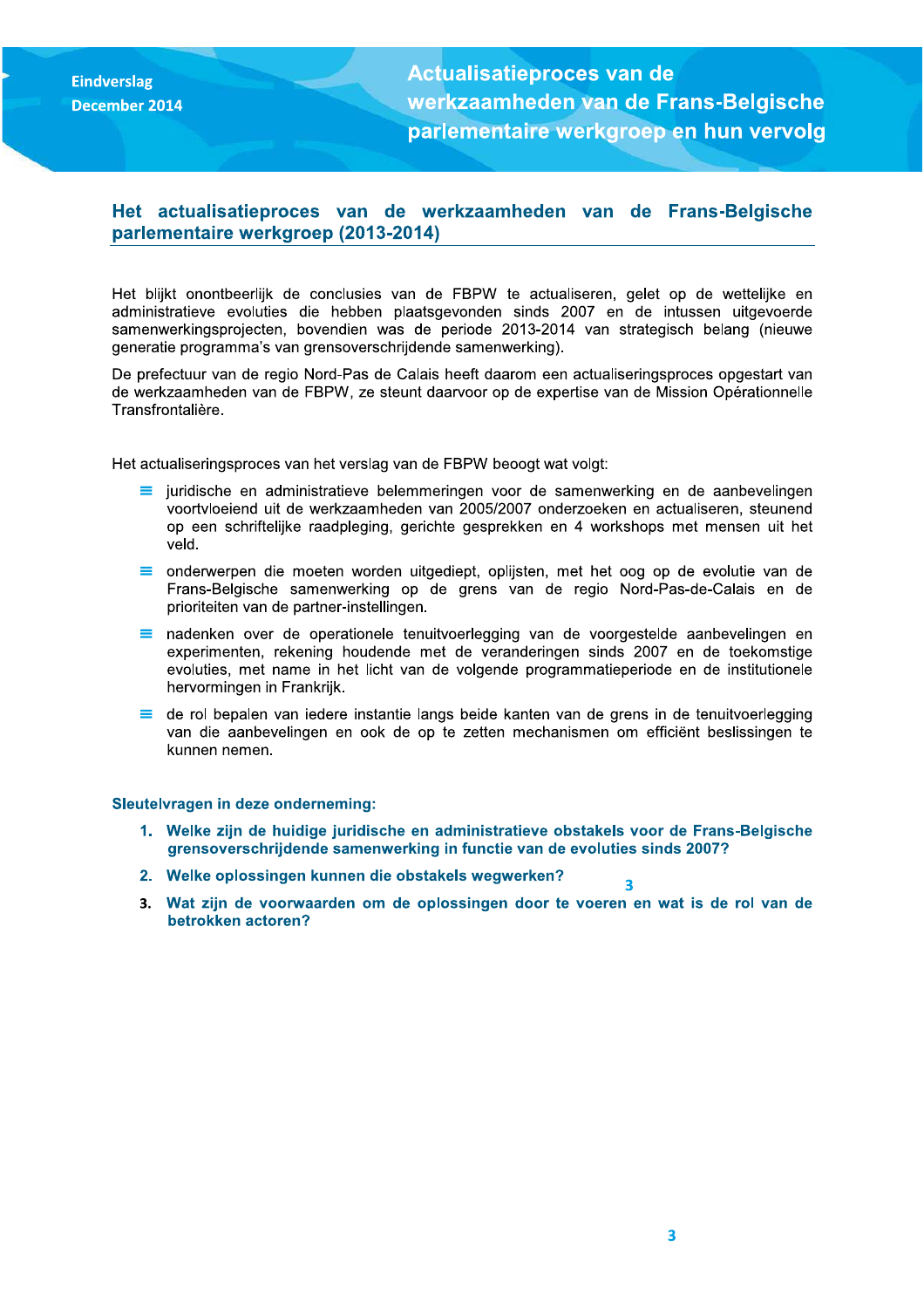## Het actualisatieproces van de werkzaamheden van de Frans-Belgische parlementaire werkgroep (2013-2014)

Het blijkt onontbeerlijk de conclusies van de FBPW te actualiseren, gelet op de wettelijke en administratieve evoluties die hebben plaatsgevonden sinds 2007 en de intussen uitgevoerde samenwerkingsprojecten, bovendien was de periode 2013-2014 van strategisch belang (nieuwe generatie programma's van grensoverschrijdende samenwerking).

De prefectuur van de regio Nord-Pas de Calais heeft daarom een actualiseringsproces opgestart van de werkzaamheden van de FBPW, ze steunt daarvoor op de expertise van de Mission Opérationnelle Transfrontalière.

Het actualiseringsproces van het verslag van de FBPW beoogt wat volgt:

- juridische en administratieve belemmeringen voor de samenwerking en de aanbevelingen voortvloeiend uit de werkzaamheden van 2005/2007 onderzoeken en actualiseren, steunend op een schriftelijke raadpleging, gerichte gesprekken en 4 workshops met mensen uit het veld.
- onderwerpen die moeten worden uitgediept, oplijsten, met het oog op de evolutie van de Frans-Belgische samenwerking op de grens van de regio Nord-Pas-de-Calais en de prioriteiten van de partner-instellingen.
- nadenken over de operationele tenuitvoerlegging van de voorgestelde aanbevelingen en experimenten, rekening houdende met de veranderingen sinds 2007 en de toekomstige evoluties, met name in het licht van de volgende programmatieperiode en de institutionele hervormingen in Frankrijk.
- de rol bepalen van iedere instantie langs beide kanten van de grens in de tenuitvoerlegging van die aanbevelingen en ook de op te zetten mechanismen om efficiënt beslissingen te kunnen nemen.

**Sleutelvragen in deze onderneming:**

1. **Welke zijn de huidige juridische en administratieve obstakels voor de Frans-Belgische grensoverschrijdende samenwerking in functie van de evoluties sinds 2007?**
2. **Welke oplossingen kunnen die obstakels wegwerken?**
3. **Wat zijn de voorwaarden om de oplossingen door te voeren en wat is de rol van de betrokken actoren?**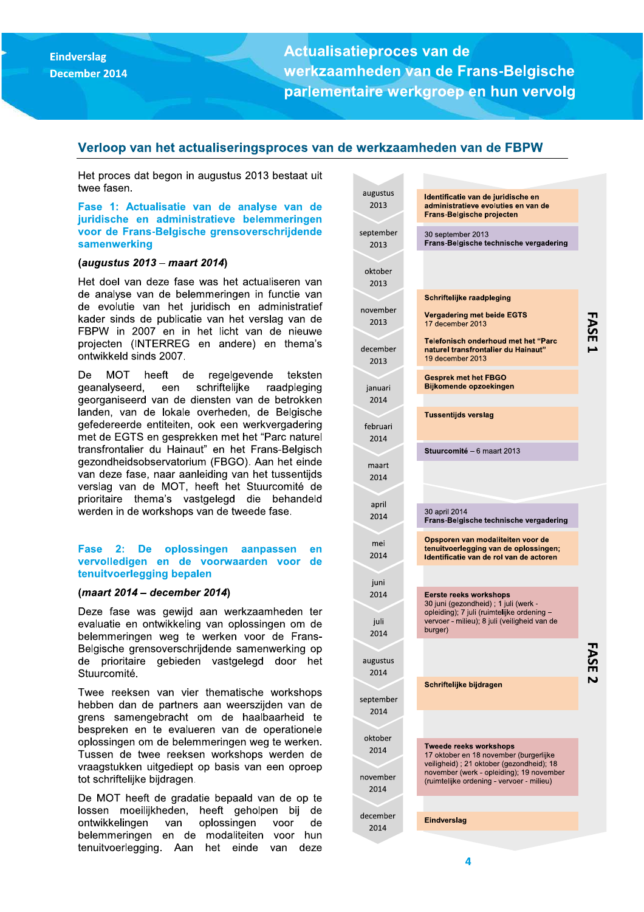## Verloop van het actualiseringsproces van de werkzaamheden van de FBPW

Het proces dat begon in augustus 2013 bestaat uit twee fasen.

### Fase 1: Actualisatie van de analyse van de juridische en administratieve belemmeringen voor de Frans-Belgische grensoverschrijdende samenwerking

**(*augustus 2013 – maart 2014*)**

Het doel van deze fase was het actualiseren van de analyse van de belemmeringen in functie van de evolutie van het juridisch en administratief kader sinds de publicatie van het verslag van de FBPW in 2007 en in het licht van de nieuwe projecten (INTERREG en andere) en thema's ontwikkeld sinds 2007.

De MOT heeft de regelgevende teksten geanalyseerd, een schriftelijke raadpleging georganiseerd van de diensten van de betrokken landen, van de lokale overheden, van de Belgische gefedereerde entiteiten, ook een werkvergadering met de EGTS en gesprekken met het "Parc naturel transfrontalier du Hainaut" en het Frans-Belgisch gezondheidsobservatorium (FBGO). Aan het einde van deze fase, naar aanleiding van het tussentijds verslag van de MOT, heeft het Stuurcomité de prioritaire thema's vastgelegd die behandeld werden in de workshops van de tweede fase.

### Fase 2: De oplossingen aanpassen en vervolledigen en de voorwaarden voor de tenuitvoerlegging bepalen

**(*maart 2014 – december 2014*)**

Deze fase was gewijd aan werkzaamheden ter evaluatie en ontwikkeling van oplossingen om de belemmeringen weg te werken voor de Frans-Belgische grensoverschrijdende samenwerking op de prioritaire gebieden vastgelegd door het Stuurcomité.

Twee reeksen van vier thematische workshops hebben dan de partners aan weerszijden van de grens samengebracht om de haalbaarheid te bespreken en te evalueren van de operationele oplossingen om de belemmeringen weg te werken. Tussen de twee reeksen workshops werden de vraagstukken uitgediept op basis van een oproep tot schriftelijke bijdragen.

De MOT heeft de gradatie bepaald van de op te lossen moeilijkheden, heeft geholpen bij de ontwikkelingen van oplossingen voor de belemmeringen en de modaliteiten voor hun tenuitvoerlegging. Aan het einde van deze

| Periode | Activiteit | Fase |
|---|---|---|
| augustus 2013 | **Identificatie van de juridische en administratieve evoluties en van de Frans-Belgische projecten** | FASE 1 |
| september 2013 | 30 september 2013<br>**Frans-Belgische technische vergadering** | FASE 1 |
| oktober 2013 | | FASE 1 |
| november 2013 | **Schriftelijke raadpleging**<br>**Vergadering met beide EGTS**<br>17 december 2013 | FASE 1 |
| december 2013 | **Telefonisch onderhoud met het "Parc naturel transfrontalier du Hainaut"**<br>19 december 2013 | FASE 1 |
| januari 2014 | **Gesprek met het FBGO**<br>**Bijkomende opzoekingen** | FASE 1 |
| februari 2014 | **Tussentijds verslag** | FASE 1 |
| maart 2014 | **Stuurcomité** – 6 maart 2013 | FASE 1 |
| april 2014 | 30 april 2014<br>**Frans-Belgische technische vergadering** | FASE 2 |
| mei 2014 | **Opsporen van modaliteiten voor de tenuitvoerlegging van de oplossingen; Identificatie van de rol van de actoren** | FASE 2 |
| juni 2014 | **Eerste reeks workshops**<br>30 juni (gezondheid) ; 1 juli (werk - opleiding); 7 juli (ruimtelijke ordening – vervoer - milieu); 8 juli (veiligheid van de burger) | FASE 2 |
| juli 2014 | | FASE 2 |
| augustus 2014 | **Schriftelijke bijdragen** | FASE 2 |
| september 2014 | | FASE 2 |
| oktober 2014 | **Tweede reeks workshops**<br>17 oktober en 18 november (burgerlijke veiligheid) ; 21 oktober (gezondheid); 18 november (werk - opleiding); 19 november (ruimtelijke ordening - vervoer - milieu) | FASE 2 |
| november 2014 | | FASE 2 |
| december 2014 | **Eindverslag** | FASE 2 |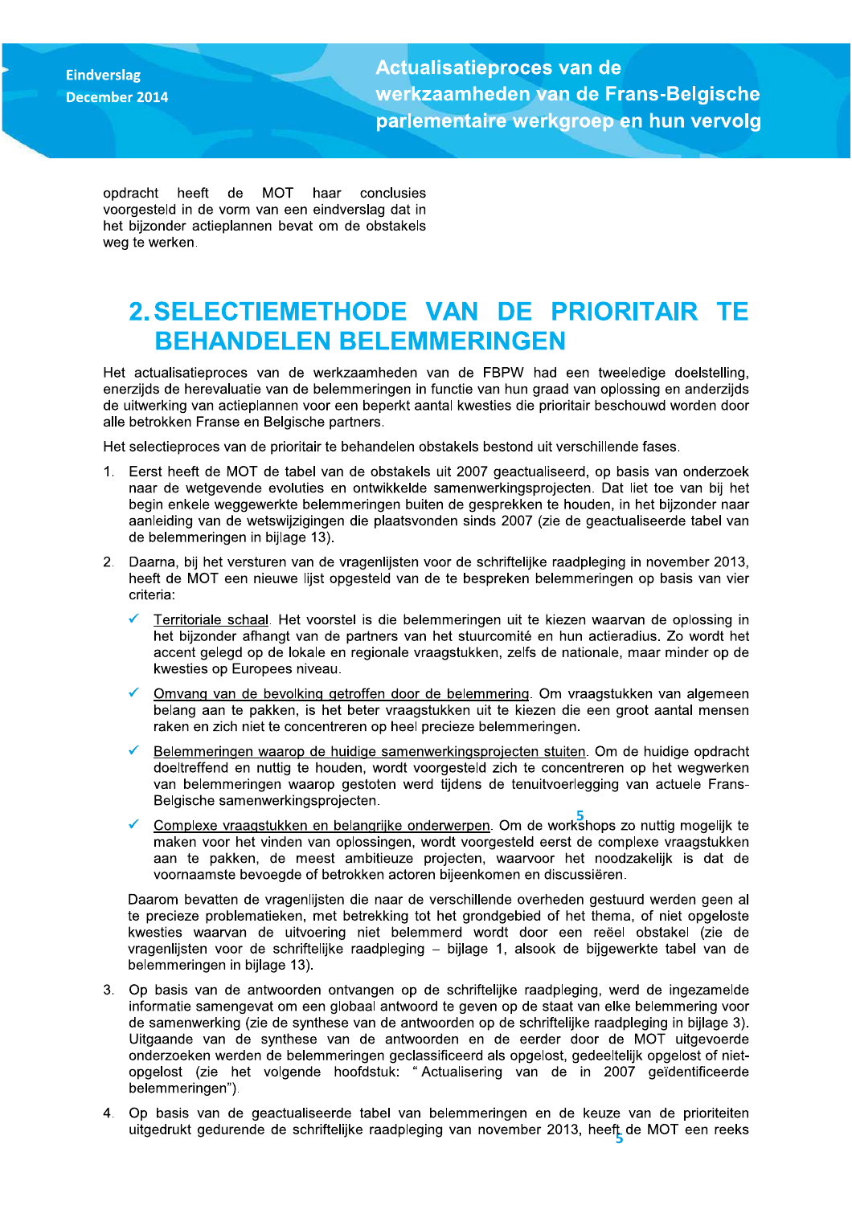opdracht heeft de MOT haar conclusies voorgesteld in de vorm van een eindverslag dat in het bijzonder actieplannen bevat om de obstakels weg te werken.

# 2. SELECTIEMETHODE VAN DE PRIORITAIR TE BEHANDELEN BELEMMERINGEN

Het actualisatieproces van de werkzaamheden van de FBPW had een tweeledige doelstelling, enerzijds de herevaluatie van de belemmeringen in functie van hun graad van oplossing en anderzijds de uitwerking van actieplannen voor een beperkt aantal kwesties die prioritair beschouwd worden door alle betrokken Franse en Belgische partners.

Het selectieproces van de prioritair te behandelen obstakels bestond uit verschillende fases.

1. Eerst heeft de MOT de tabel van de obstakels uit 2007 geactualiseerd, op basis van onderzoek naar de wetgevende evoluties en ontwikkelde samenwerkingsprojecten. Dat liet toe van bij het begin enkele weggewerkte belemmeringen buiten de gesprekken te houden, in het bijzonder naar aanleiding van de wetswijzigingen die plaatsvonden sinds 2007 (zie de geactualiseerde tabel van de belemmeringen in bijlage 13).

2. Daarna, bij het versturen van de vragenlijsten voor de schriftelijke raadpleging in november 2013, heeft de MOT een nieuwe lijst opgesteld van de te bespreken belemmeringen op basis van vier criteria:

   - ✓ Territoriale schaal. Het voorstel is die belemmeringen uit te kiezen waarvan de oplossing in het bijzonder afhangt van de partners van het stuurcomité en hun actieradius. Zo wordt het accent gelegd op de lokale en regionale vraagstukken, zelfs de nationale, maar minder op de kwesties op Europees niveau.
   - ✓ Omvang van de bevolking getroffen door de belemmering. Om vraagstukken van algemeen belang aan te pakken, is het beter vraagstukken uit te kiezen die een groot aantal mensen raken en zich niet te concentreren op heel precieze belemmeringen.
   - ✓ Belemmeringen waarop de huidige samenwerkingsprojecten stuiten. Om de huidige opdracht doeltreffend en nuttig te houden, wordt voorgesteld zich te concentreren op het wegwerken van belemmeringen waarop gestoten werd tijdens de tenuitvoerlegging van actuele Frans-Belgische samenwerkingsprojecten.
   - ✓ Complexe vraagstukken en belangrijke onderwerpen. Om de workshops zo nuttig mogelijk te maken voor het vinden van oplossingen, wordt voorgesteld eerst de complexe vraagstukken aan te pakken, de meest ambitieuze projecten, waarvoor het noodzakelijk is dat de voornaamste bevoegde of betrokken actoren bijeenkomen en discussiëren.

   Daarom bevatten de vragenlijsten die naar de verschillende overheden gestuurd werden geen al te precieze problematieken, met betrekking tot het grondgebied of het thema, of niet opgeloste kwesties waarvan de uitvoering niet belemmerd wordt door een reëel obstakel (zie de vragenlijsten voor de schriftelijke raadpleging – bijlage 1, alsook de bijgewerkte tabel van de belemmeringen in bijlage 13).

3. Op basis van de antwoorden ontvangen op de schriftelijke raadpleging, werd de ingezamelde informatie samengevat om een globaal antwoord te geven op de staat van elke belemmering voor de samenwerking (zie de synthese van de antwoorden op de schriftelijke raadpleging in bijlage 3). Uitgaande van de synthese van de antwoorden en de eerder door de MOT uitgevoerde onderzoeken werden de belemmeringen geclassificeerd als opgelost, gedeeltelijk opgelost of niet-opgelost (zie het volgende hoofdstuk: "Actualisering van de in 2007 geïdentificeerde belemmeringen").

4. Op basis van de geactualiseerde tabel van belemmeringen en de keuze van de prioriteiten uitgedrukt gedurende de schriftelijke raadpleging van november 2013, heeft de MOT een reeks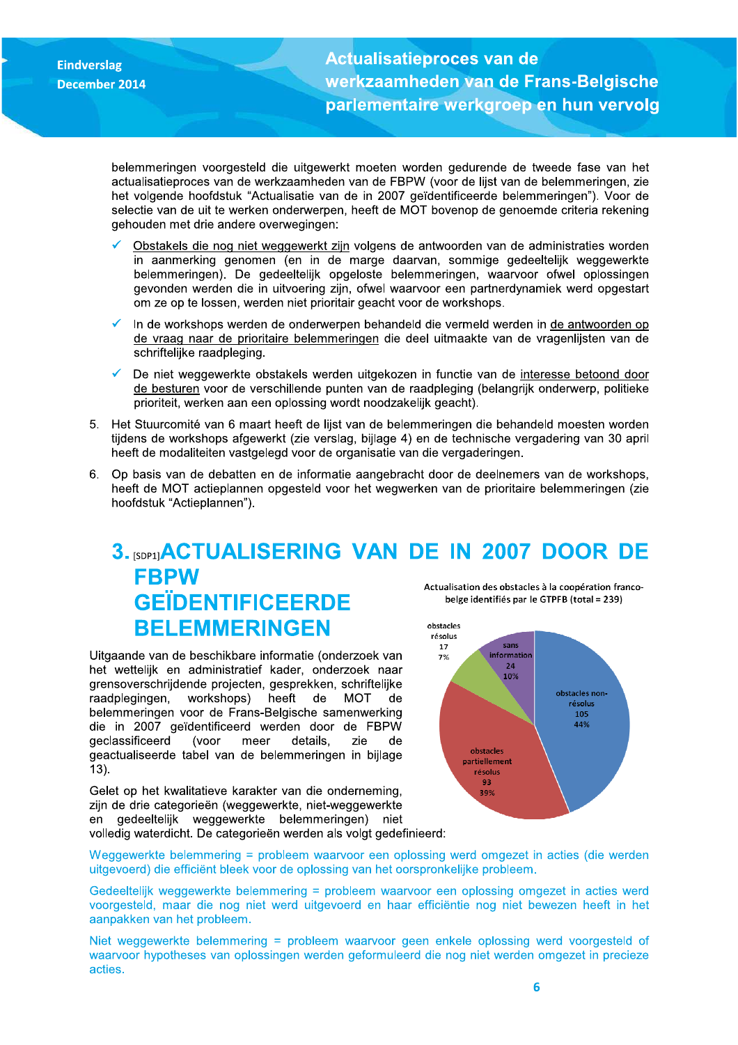belemmeringen voorgesteld die uitgewerkt moeten worden gedurende de tweede fase van het actualisatieproces van de werkzaamheden van de FBPW (voor de lijst van de belemmeringen, zie het volgende hoofdstuk "Actualisatie van de in 2007 geïdentificeerde belemmeringen"). Voor de selectie van de uit te werken onderwerpen, heeft de MOT bovenop de genoemde criteria rekening gehouden met drie andere overwegingen:

- ✓ Obstakels die nog niet weggewerkt zijn volgens de antwoorden van de administraties worden in aanmerking genomen (en in de marge daarvan, sommige gedeeltelijk weggewerkte belemmeringen). De gedeeltelijk opgeloste belemmeringen, waarvoor ofwel oplossingen gevonden werden die in uitvoering zijn, ofwel waarvoor een partnerdynamiek werd opgestart om ze op te lossen, werden niet prioritair geacht voor de workshops.
- ✓ In de workshops werden de onderwerpen behandeld die vermeld werden in de antwoorden op de vraag naar de prioritaire belemmeringen die deel uitmaakte van de vragenlijsten van de schriftelijke raadpleging.
- ✓ De niet weggewerkte obstakels werden uitgekozen in functie van de interesse betoond door de besturen voor de verschillende punten van de raadpleging (belangrijk onderwerp, politieke prioriteit, werken aan een oplossing wordt noodzakelijk geacht).

5. Het Stuurcomité van 6 maart heeft de lijst van de belemmeringen die behandeld moesten worden tijdens de workshops afgewerkt (zie verslag, bijlage 4) en de technische vergadering van 30 april heeft de modaliteiten vastgelegd voor de organisatie van die vergaderingen.
6. Op basis van de debatten en de informatie aangebracht door de deelnemers van de workshops, heeft de MOT actieplannen opgesteld voor het wegwerken van de prioritaire belemmeringen (zie hoofdstuk "Actieplannen").

# 3. [SDP1]ACTUALISERING VAN DE IN 2007 DOOR DE FBPW GEÏDENTIFICEERDE BELEMMERINGEN

Uitgaande van de beschikbare informatie (onderzoek van het wettelijk en administratief kader, onderzoek naar grensoverschrijdende projecten, gesprekken, schriftelijke raadplegingen, workshops) heeft de MOT de belemmeringen voor de Frans-Belgische samenwerking die in 2007 geïdentificeerd werden door de FBPW geclassificeerd (voor meer details, zie de geactualiseerde tabel van de belemmeringen in bijlage 13).

Actualisation des obstacles à la coopération franco-belge identifiés par le GTPFB (total = 239)

| Catégorie | Nombre | % |
|---|---|---|
| obstacles non-résolus | 105 | 44% |
| obstacles partiellement résolus | 93 | 39% |
| obstacles résolus | 17 | 7% |
| sans information | 24 | 10% |

Gelet op het kwalitatieve karakter van die onderneming, zijn de drie categorieën (weggewerkte, niet-weggewerkte en gedeeltelijk weggewerkte belemmeringen) niet volledig waterdicht. De categorieën werden als volgt gedefinieerd:

Weggewerkte belemmering = probleem waarvoor een oplossing werd omgezet in acties (die werden uitgevoerd) die efficiënt bleek voor de oplossing van het oorspronkelijke probleem.

Gedeeltelijk weggewerkte belemmering = probleem waarvoor een oplossing omgezet in acties werd voorgesteld, maar die nog niet werd uitgevoerd en haar efficiëntie nog niet bewezen heeft in het aanpakken van het probleem.

Niet weggewerkte belemmering = probleem waarvoor geen enkele oplossing werd voorgesteld of waarvoor hypotheses van oplossingen werden geformuleerd die nog niet werden omgezet in precieze acties.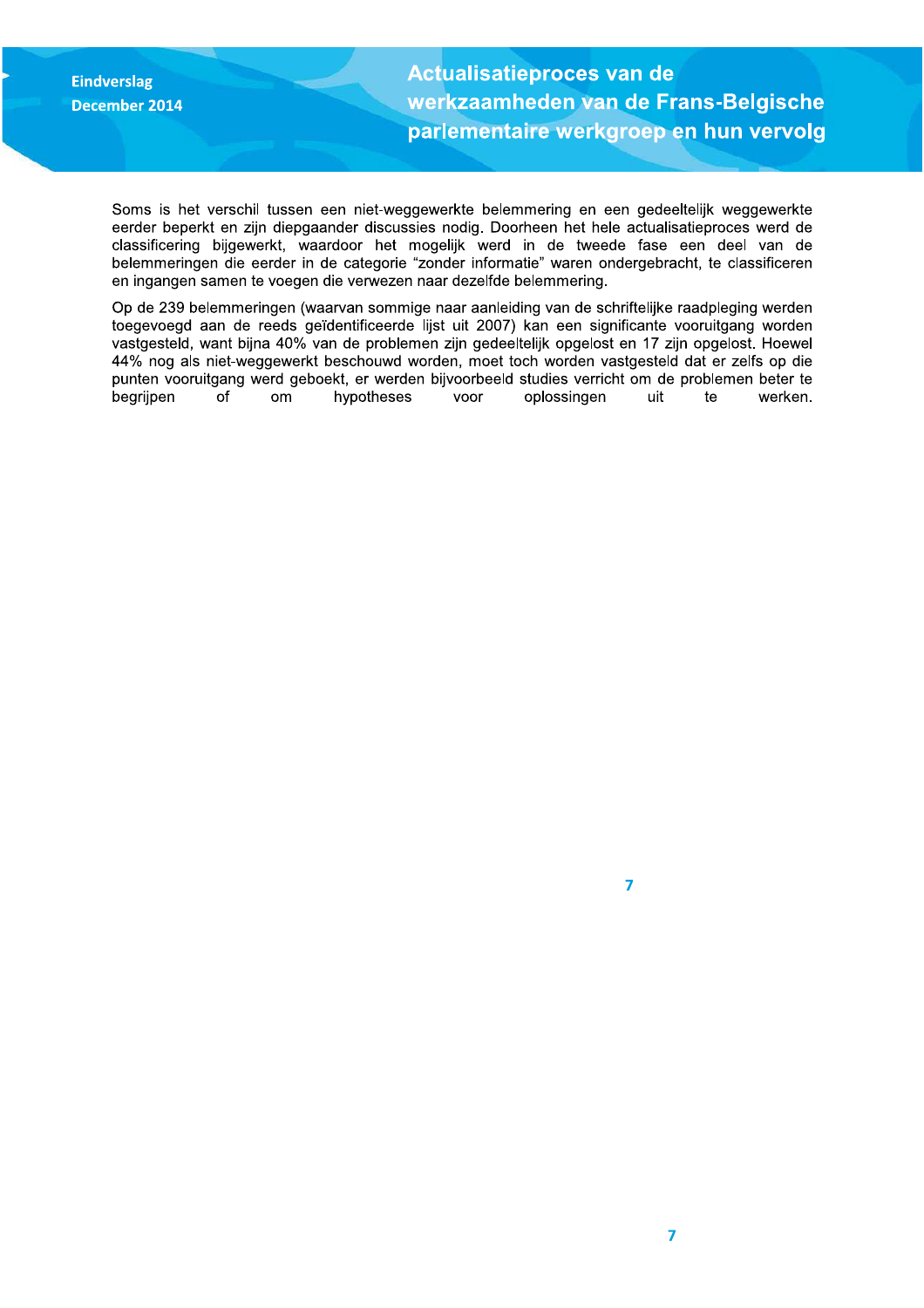Soms is het verschil tussen een niet-weggewerkte belemmering en een gedeeltelijk weggewerkte eerder beperkt en zijn diepgaander discussies nodig. Doorheen het hele actualisatieproces werd de classificering bijgewerkt, waardoor het mogelijk werd in de tweede fase een deel van de belemmeringen die eerder in de categorie “zonder informatie” waren ondergebracht, te classificeren en ingangen samen te voegen die verwezen naar dezelfde belemmering.

Op de 239 belemmeringen (waarvan sommige naar aanleiding van de schriftelijke raadpleging werden toegevoegd aan de reeds geïdentificeerde lijst uit 2007) kan een significante vooruitgang worden vastgesteld, want bijna 40% van de problemen zijn gedeeltelijk opgelost en 17 zijn opgelost. Hoewel 44% nog als niet-weggewerkt beschouwd worden, moet toch worden vastgesteld dat er zelfs op die punten vooruitgang werd geboekt, er werden bijvoorbeeld studies verricht om de problemen beter te begrijpen of om hypotheses voor oplossingen uit te werken.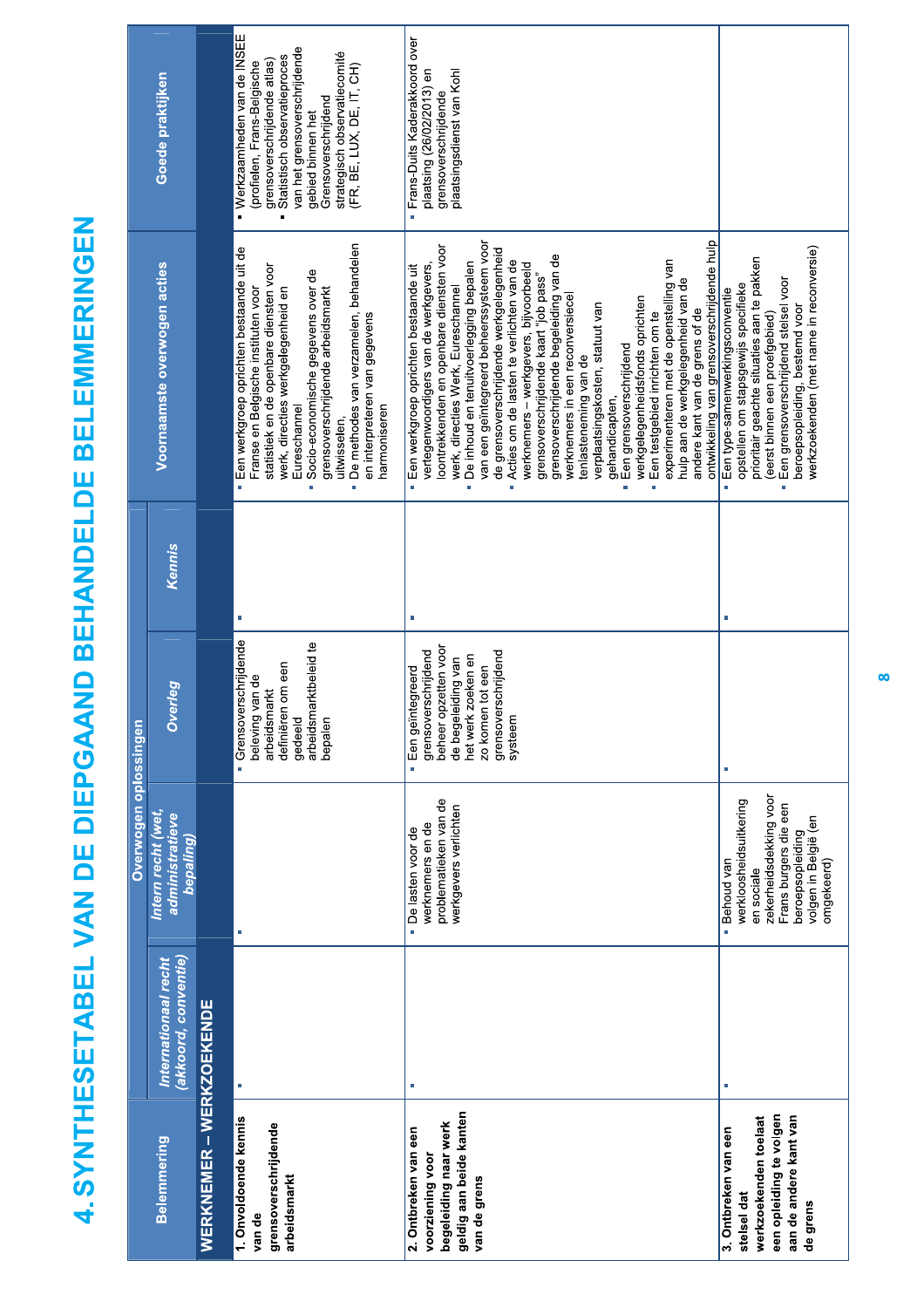# 4. SYNTHESETABEL VAN DE DIEPGAAND BEHANDELDE BELEMMERINGEN

| Belemmering | Overwogen oplossingen | | | | Voornaamste overwogen acties | Goede praktijken |
|---|---|---|---|---|---|---|
| | *Internationaal recht (akkoord, conventie)* | *Intern recht (wet, administratieve bepaling)* | *Overleg* | *Kennis* | | |
| **WERKNEMER – WERKZOEKENDE** | | | | | | |
| **1. Onvoldoende kennis van de grensoverschrijdende arbeidsmarkt** | ▪ | ▪ | ▪ Grensoverschrijdende beleving van de arbeidsmarkt definiëren om een gedeeld arbeidsmarktbeleid te bepalen | ▪ | ▪ Een werkgroep oprichten bestaande uit de Franse en Belgische instituten voor statistiek en de openbare diensten voor werk, directies werkgelegenheid en Eureschannel<br>▪ Socio-economische gegevens over de grensoverschrijdende arbeidsmarkt uitwisselen,<br>▪ De methodes van verzamelen, behandelen en interpreteren van gegevens harmoniseren | ▪ Werkzaamheden van de INSEE (profielen, Frans-Belgische grensoverschrijdende atlas)<br>▪ Statistisch observatieproces van het grensoverschrijdende gebied binnen het Grensoverschrijdend strategisch observatiecomité (FR, BE, LUX, DE, IT, CH) |
| **2. Ontbreken van een voorziening voor begeleiding naar werk geldig aan beide kanten van de grens** | ▪ | ▪ De lasten voor de werknemers en de problematieken van de werkgevers verlichten | ▪ Een geïntegreerd grensoverschrijdend beheer opzetten voor de begeleiding van het werk zoeken en zo komen tot een grensoverschrijdend systeem | ▪ | ▪ Een werkgroep oprichten bestaande uit vertegenwoordigers van de werkgevers, loontrekkenden en openbare diensten voor werk, directies Werk, Eureschannel<br>▪ De inhoud en tenuitvoerlegging bepalen van een geïntegreerd beheerssysteem voor de grensoverschrijdende werkgelegenheid<br>▪ Acties om de lasten te verlichten van de werknemers – werkgevers, bijvoorbeeld grensoverschrijdende kaart "job pass" grensoverschrijdende begeleiding van de werknemers in een reconversiecel tenlasteneming van de verplaatsingskosten, statuut van gehandicapten,<br>▪ Een grensoverschrijdend werkgelegenheidsfonds oprichten<br>▪ Een testgebied inrichten om te experimenteren met de openstelling van hulp aan de werkgelegenheid van de andere kant van de grens of de ontwikkeling van grensoverschrijdende hulp | ▪ Frans-Duits Kaderakkoord over plaatsing (26/02/2013) en grensoverschrijdende plaatsingsdienst van Kohl |
| **3. Ontbreken van een stelsel dat werkzoekenden toelaat een opleiding te volgen aan de andere kant van de grens** | ▪ | ▪ Behoud van werkloosheidsuitkering en sociale zekerheidsdekking voor Frans burgers die een beroepsopleiding volgen in België (en omgekeerd) | ▪ | ▪ | ▪ Een type-samenwerkingsconventie opstellen om stapsgewijs specifieke prioritair geachte situaties aan te pakken (eerst binnen een proefgebied)<br>▪ Een grensoverschrijdend stelsel voor beroepsopleiding, bestemd voor werkzoekenden (met name in reconversie) | |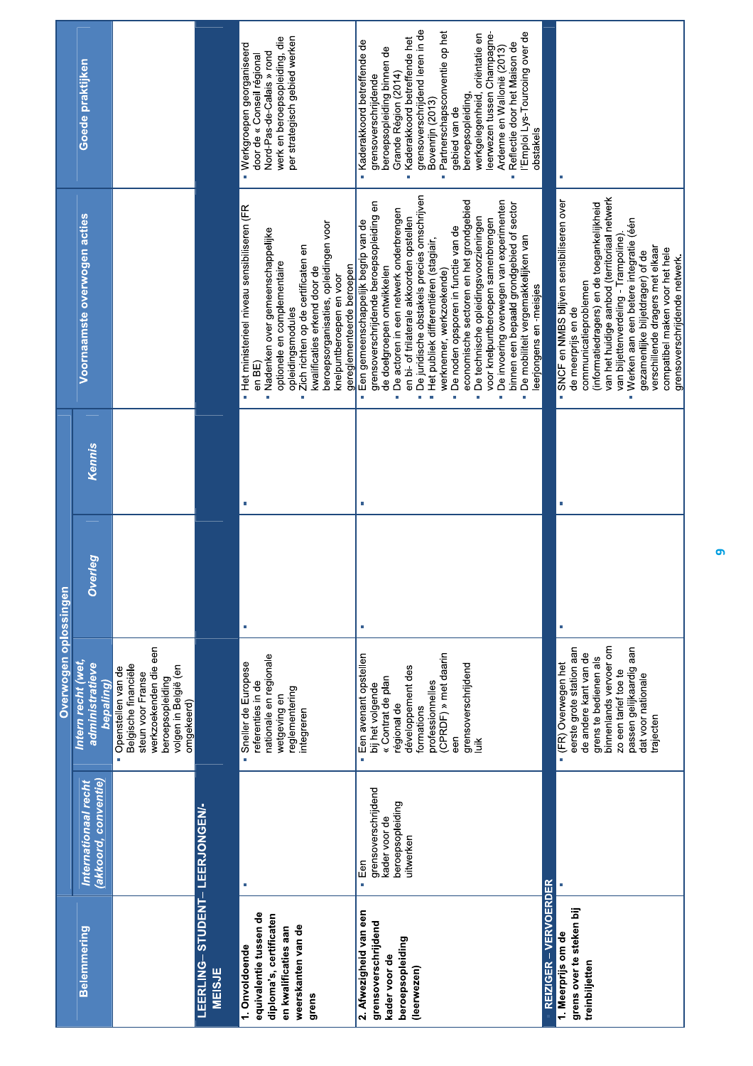| Belemmering | Overwogen oplossingen | | | | Voornaamste overwogen acties | Goede praktijken |
|---|---|---|---|---|---|---|
| | Internationaal recht (akkoord, conventie) | Intern recht (wet, administratieve bepaling) | Overleg | Kennis | | |
| | | ▪ Openstellen van de Belgische financiële steun voor Franse werkzoekenden die een beroepsopleiding volgen in België (en omgekeerd) | | | | |
| **LEERLING– STUDENT– LEERJONGEN/-MEISJE** | | | | | | |
| **1. Onvoldoende equivalentie tussen de diploma's, certificaten en kwalificaties aan weerskanten van de grens** | ▪ | ▪ Sneller de Europese referenties in de nationale en regionale wetgeving en reglementering integreren | ▪ | ▪ | ▪ Het ministerieel niveau sensibiliseren (FR en BE)<br>▪ Nadenken over gemeenschappelijke optionele en complementaire opleidingsmodules<br>▪ Zich richten op de certificaten en kwalificaties erkend door de beroepsorganisaties, opleidingen voor knelpuntberoepen en voor gereglementeerde beroepen | ▪ Werkgroepen georganiseerd door de « Conseil régional Nord-Pas-de-Calais » rond werk en beroepsopleiding, die per strategisch gebied werken |
| **2. Afwezigheid van een grensoverschrijdend kader voor de beroepsopleiding (leerwezen)** | ▪ Een grensoverschrijdend kader voor de beroepsopleiding uitwerken | ▪ Een avenant opstellen bij het volgende « Contrat de plan régional de développement des formations professionnelles (CPRDF) » met daarin een grensoverschrijdend luik | ▪ | ▪ | ▪ Een gemeenschappelijk begrip van de grensoverschrijdende beroepsopleiding en de doelgroepen ontwikkelen<br>▪ De actoren in een netwerk onderbrengen en bi- of trilaterale akkoorden opstellen<br>▪ De juridische obstakels precies omschrijven<br>▪ Het publiek differentiëren (stagiair, werknemer, werkzoekende)<br>▪ De noden opsporen in functie van de economische sectoren en het grondgebied<br>▪ De technische opleidingsvoorzieningen voor knelpuntberoepen samenbrengen<br>▪ De invoering overwegen van experimenten binnen een bepaald grondgebied of sector<br>▪ De mobiliteit vergemakkelijken van leerjongens en -meisjes | ▪ Kaderakkoord betreffende de grensoverschrijdende beroepsopleiding binnen de Grande Région (2014)<br>▪ Kaderakkoord betreffende het grensoverschrijdend leren in de Bovenrijn (2013)<br>▪ Partnerschapsconventie op het gebied van de beroepsopleiding, werkgelegenheid, oriëntatie en leerwezen tussen Champagne-Ardenne en Wallonië (2013)<br>▪ Reflectie door het Maison de l'Emploi Lys-Tourcoing over de obstakels |
| **REIZIGER – VERVOERDER** | | | | | | |
| **1. Meerprijs om de grens over te steken bij treinbiljetten** | ▪ | ▪ (FR) Overwegen het eerste grote station aan de andere kant van de grens te bedienen als binnenlands vervoer om zo een tarief toe te passen gelijkaardig aan dat voor nationale trajecten | ▪ | ▪ | ▪ SNCF en NMBS blijven sensibiliseren over de meerprijs en de communicatieproblemen (informatiedragers) en de toegankelijkheid van het huidige aanbod (territoriaal netwerk van biljettenverdeling - Trampoline).<br>▪ Werken aan een betere integratie (één gezamenlijke biljetdrager) of de verschillende dragers met elkaar compatibel maken voor het hele grensoverschrijdende netwerk. | ▪ |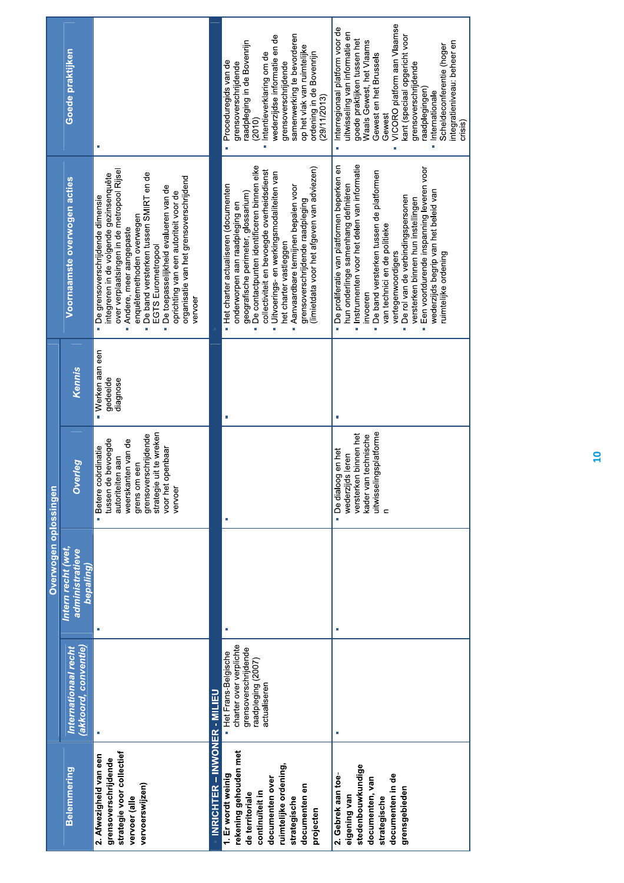| Belemmering | Overwogen oplossingen | | | | Voornaamste overwogen acties | Goede praktijken |
|---|---|---|---|---|---|---|
| | Internationaal recht (akkoord, conventie) | Intern recht (wet, administratieve bepaling) | Overleg | Kennis | | |
| **2. Afwezigheid van een grensoverschrijdende strategie voor collectief vervoer (alle vervoerswijzen)** | ▪ | ▪ | ▪ Betere coördinatie tussen de bevoegde autoriteiten aan weerskanten van de grens om een grensoverschrijdende strategie uit te wreken voor het openbaar vervoer | ▪ Werken aan een gedeelde diagnose | ▪ De grensoverschrijdende dimensie integreren in de volgende gezinsenquête over verplaatsingen in de metropool Rijsel<br>▪ Andere, meer aangepaste enquêtemethoden overwegen<br>▪ De band versterken tussen SMIRT en de EGTS Eurometropool<br>▪ De toepasselijkheid evalueren van de oprichting van een autoriteit voor de organisatie van het grensoverschrijdend vervoer | ▪ |
| **INRICHTER – INWONER - MILIEU** | | | | | | |
| **1. Er wordt weinig rekening gehouden met de territoriale continuïteit in documenten over ruimtelijke ordening, strategische documenten en projecten** | ▪ Het Frans-Belgische charter over verplichte grensoverschrijdende raadpleging (2007) actualiseren | ▪ | ▪ | ▪ | ▪ Het charter actualiseren (documenten onderworpen aan raadpleging en geografische perimeter, glossarium)<br>▪ De contactpunten identificeren binnen elke collectiviteit en bevoegde overheidsdienst<br>▪ Uitvoerings- en werkingsmodaliteiten van het charter vastleggen<br>▪ Aanvaardbare termijnen bepalen voor grensoverschrijdende raadpleging (limietdata voor het afgeven van adviezen) | ▪ Proceduregids van de grensoverschrijdende raadpleging in de Bovenrijn (2010)<br>▪ Intentieverklaring om de wederzijdse informatie en de grensoverschrijdende samenwerking te bevorderen op het vlak van ruimtelijke ordening in de Bovenrijn (29/11/2013) |
| **2. Gebrek aan toe-eigening van stedenbouwkundige documenten, van strategische documenten in de grensgebieden** | ▪ | ▪ | ▪ De dialoog en het wederzijds leren versterken binnen het kader van technische uitwisselingsplatformen | ▪ | ▪ De proliferatie van platformen beperken en hun onderlinge samenhang definiëren<br>▪ Instrumenten voor het delen van informatie invoeren<br>▪ De band versterken tussen de platformen van technici en de politieke vertegenwoordigers<br>▪ De rol van de verbindingspersonen versterken binnen hun instellingen<br>▪ Een voortdurende inspanning leveren voor wederzijds begrip van het beleid van ruimtelijke ordening | ▪ Interregionaal platform voor de uitwisseling van informatie en goede praktijken tussen het Waals Gewest, het Vlaams Gewest en het Brussels Gewest<br>▪ VICORO platform aan Vlaamse kant (speciaal opgericht voor grensoverschrijdende raadplegingen)<br>▪ Internationale Scheldeconferentie (hoger integratieniveau: beheer en crisis) |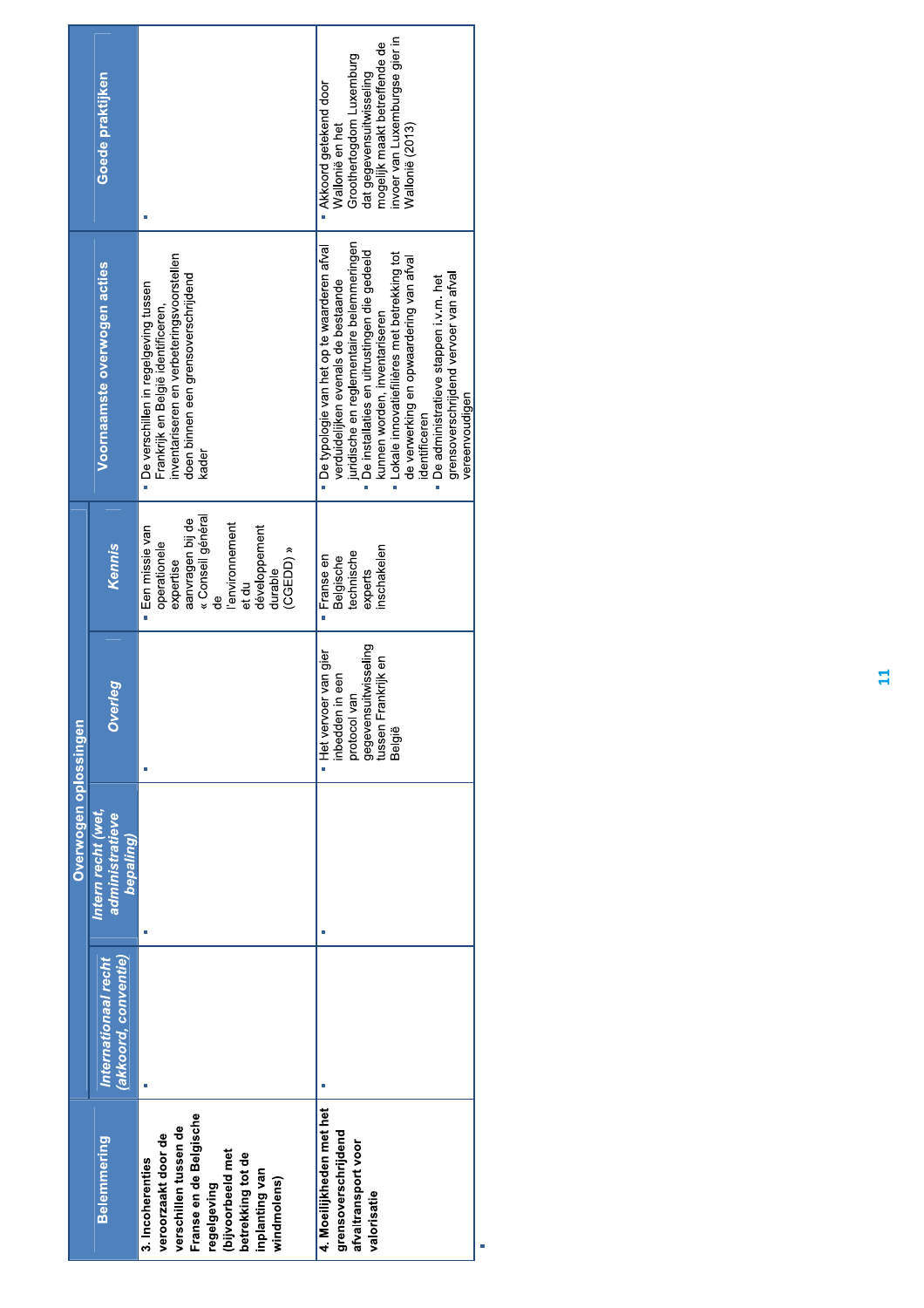| Belemmering | Overwogen oplossingen | | | | Voornaamste overwogen acties | Goede praktijken |
|---|---|---|---|---|---|---|
| | Internationaal recht (akkoord, conventie) | Intern recht (wet, administratieve bepaling) | Overleg | Kennis | | |
| **3. Incoherenties veroorzaakt door de verschillen tussen de Franse en de Belgische regelgeving (bijvoorbeeld met betrekking tot de inplanting van windmolens)** | ▪ | ▪ | ▪ | ▪ Een missie van operationele expertise aanvragen bij de « Conseil général de l'environnement et du développement durable (CGEDD) » | ▪ De verschillen in regelgeving tussen Frankrijk en België identificeren, inventariseren en verbeteringsvoorstellen doen binnen een grensoverschrijdend kader | ▪ |
| **4. Moeilijkheden met het grensoverschrijdend afvaltransport voor valorisatie** | ▪ | ▪ | ▪ Het vervoer van gier inbedden in een protocol van gegevensuitwisseling tussen Frankrijk en België | ▪ Franse en Belgische technische experts inschakelen | ▪ De typologie van het op te waarderen afval verduidelijken evenals de bestaande juridische en reglementaire belemmeringen<br>▪ De installaties en uitrustingen die gedeeld kunnen worden, inventariseren<br>▪ Lokale innovatiefilières met betrekking tot de verwerking en opwaardering van afval identificeren<br>▪ De administratieve stappen i.v.m. het grensoverschrijdend vervoer van afval vereenvoudigen | ▪ Akkoord getekend door Wallonië en het Groothertogdom Luxemburg dat gegevensuitwisseling mogelijk maakt betreffende de invoer van Luxemburgse gier in Wallonië (2013) |

▪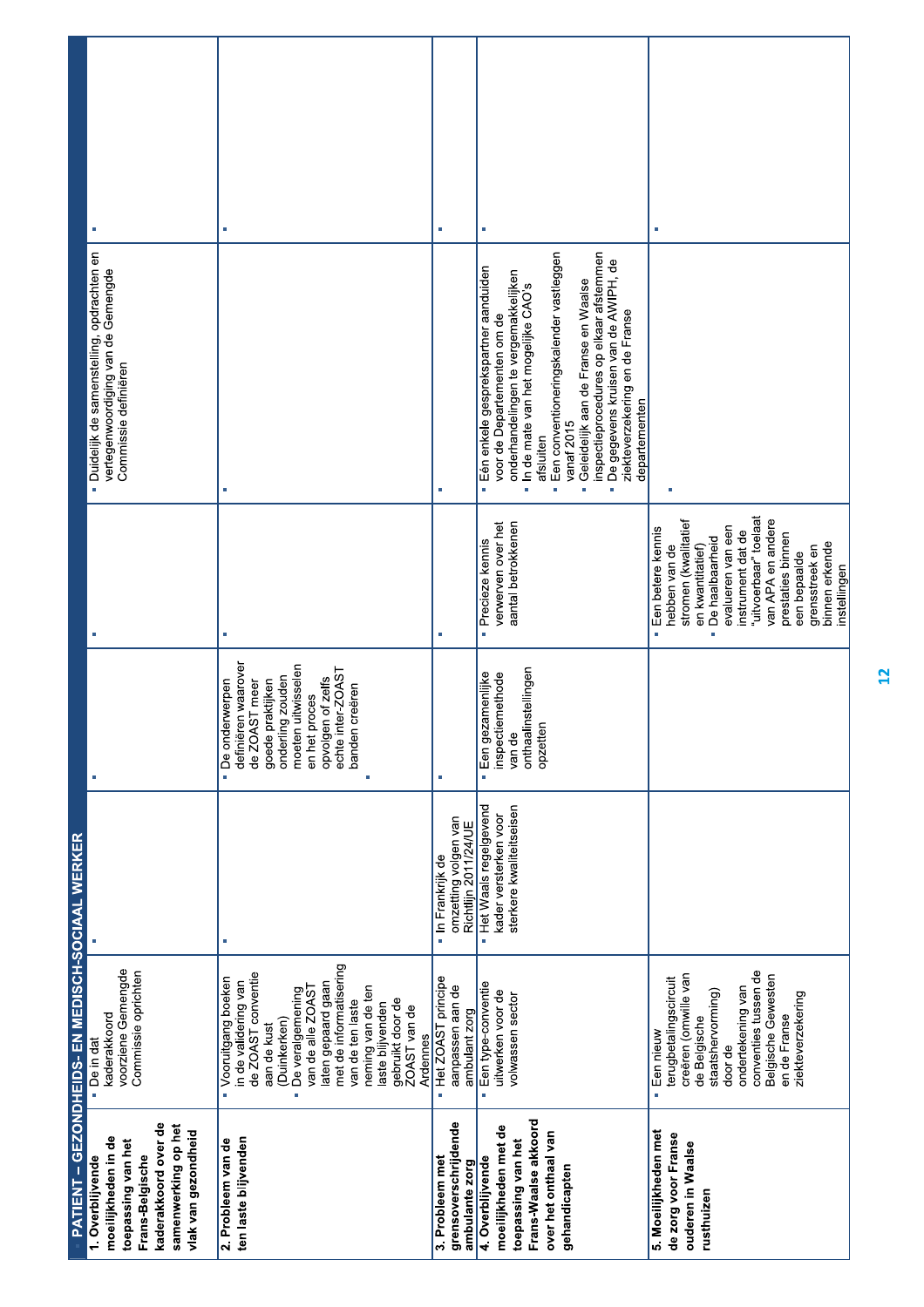## PATIENT – GEZONDHEIDS- EN MEDISCH-SOCIAAL WERKER

| | | | | | | |
|---|---|---|---|---|---|---|
| **1. Overblijvende moeilijkheden in de toepassing van het Frans-Belgische kaderakkoord over de samenwerking op het vlak van gezondheid** | ▪ De in dat kaderakkoord voorziene Gemengde Commissie oprichten | ▪ | ▪ | ▪ | ▪ Duidelijk de samenstelling, opdrachten en vertegenwoordiging van de Gemengde Commissie definiëren | ▪ |
| **2. Probleem van de ten laste blijvenden** | ▪ Vooruitgang boeken in de validering van de ZOAST conventie aan de kust (Duinkerken)<br>▪ De veralgemening van de alle ZOAST laten gepaard gaan met de informatisering van de ten laste neming van de ten laste blijvenden gebruikt door de ZOAST van de Ardennes | ▪ | ▪ De onderwerpen definiëren waarover de ZOAST meer goede praktijken onderling zouden moeten uitwisselen en het proces opvolgen of zelfs echte inter-ZOAST banden creëren<br>▪ | ▪ | ▪ | ▪ |
| **3. Probleem met grensoverschrijdende ambulante zorg** | ▪ Het ZOAST principe aanpassen aan de ambulant zorg | ▪ In Frankrijk de omzetting volgen van Richtlijn 2011/24/UE | ▪ | ▪ | ▪ | ▪ |
| **4. Overblijvende moeilijkheden met de toepassing van het Frans-Waalse akkoord over het onthaal van gehandicapten** | ▪ Een type-conventie uitwerken voor de volwassen sector | ▪ Het Waals regelgevend kader versterken voor sterkere kwaliteitseisen | ▪ Een gezamenlijke inspectiemethode van de onthaalinstellingen opzetten | ▪ Precieze kennis verwerven over het aantal betrokkenen | ▪ Eén enkele gesprekspartner aanduiden voor de Departementen om de onderhandelingen te vergemakkelijken<br>▪ In de mate van het mogelijke CAO's afsluiten<br>▪ Een conventioneringskalender vastleggen vanaf 2015<br>▪ Geleidelijk aan de Franse en Waalse inspectieprocedures op elkaar afstemmen<br>▪ De gegevens kruisen van de AWIPH, de ziekteverzekering en de Franse departementen | ▪ |
| **5. Moeilijkheden met de zorg voor Franse ouderen in Waalse rusthuizen** | ▪ Een nieuw terugbetalingscircuit creëren (omwille van de Belgische staatshervorming) door de ondertekening van conventies tussen de Belgische Gewesten en de Franse ziekteverzekering | | | ▪ Een betere kennis hebben van de stromen (kwalitatief en kwantitatief)<br>▪ De haalbaarheid evalueren van een instrument dat de "uitvoerbaar" toelaat van APA en andere prestaties binnen een bepaalde grensstreek en binnen erkende instellingen | ▪ | ▪ |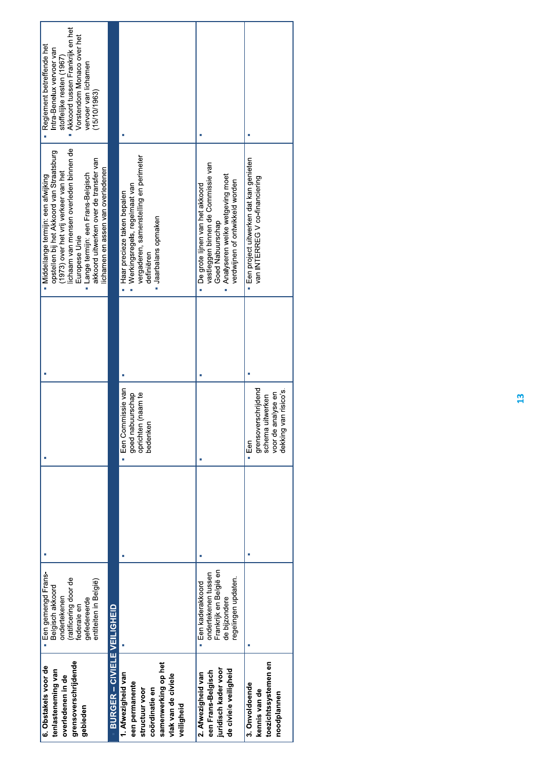| | | | | | | |
|---|---|---|---|---|---|---|
| **6. Obstakels voor de tenlasteneming van overledenen in de grensoverschrijdende gebieden** | ▪ Een gemengd Frans-Belgisch akkoord ondertekenen (ratificering door de federale en gefedereerde entiteiten in België) | ▪ | ▪ | ▪ | ▪ Middellange termijn: een afwijking opstellen bij het Akkoord van Straatsburg (1973) over het vrij verkeer van het lichaam van mensen overleden binnen de Europese Unie<br>▪ Lange termijn: een Frans-Belgisch akkoord uitwerken over de transfer van lichamen en assen van overledenen | ▪ Reglement betreffende het Intra-Benelux vervoer van stoffelijke resten (1967)<br>▪ Akkoord tussen Frankrijk en het Vorstendom Monaco over het vervoer van lichamen (15/10/1963) |
| **BURGER – CIVIELE VEILIGHEID** | | | | | | |
| **1. Afwezigheid van een permanente structuur voor coördinatie en samenwerking op het vlak van de civiele veiligheid** | ▪ | ▪ | ▪ Een Commissie van goed nabuurschap oprichten (naam te bedenken | ▪ | ▪ Haar precieze taken bepalen<br>▪ Werkingsregels, regelmaat van vergaderen, samenstelling en perimeter definiëren<br>▪ Jaarbalans opmaken | ▪ |
| **2. Afwezigheid van een Frans-Belgisch juridisch kader voor de civiele veiligheid** | ▪ Een kaderakkoord ondertekenen tussen Frankrijk en België en de bijzondere regelingen updaten. | ▪ | ▪ | ▪ | ▪ De grote lijnen van het akkoord vastleggen binnen de Commissie van Goed Nabuurschap<br>▪ Analyseren welke wetgeving moet verdwijnen of ontwikkeld worden | ▪ |
| **3. Onvoldoende kennis van de toezichtssystemen en noodplannen** | ▪ | ▪ | ▪ Een grensoverschrijdend schema uitwerken voor de analyse en dekking van risico's. | ▪ | ▪ Een project uitwerken dat kan genieten van INTERREG V co-financiering | ▪ |